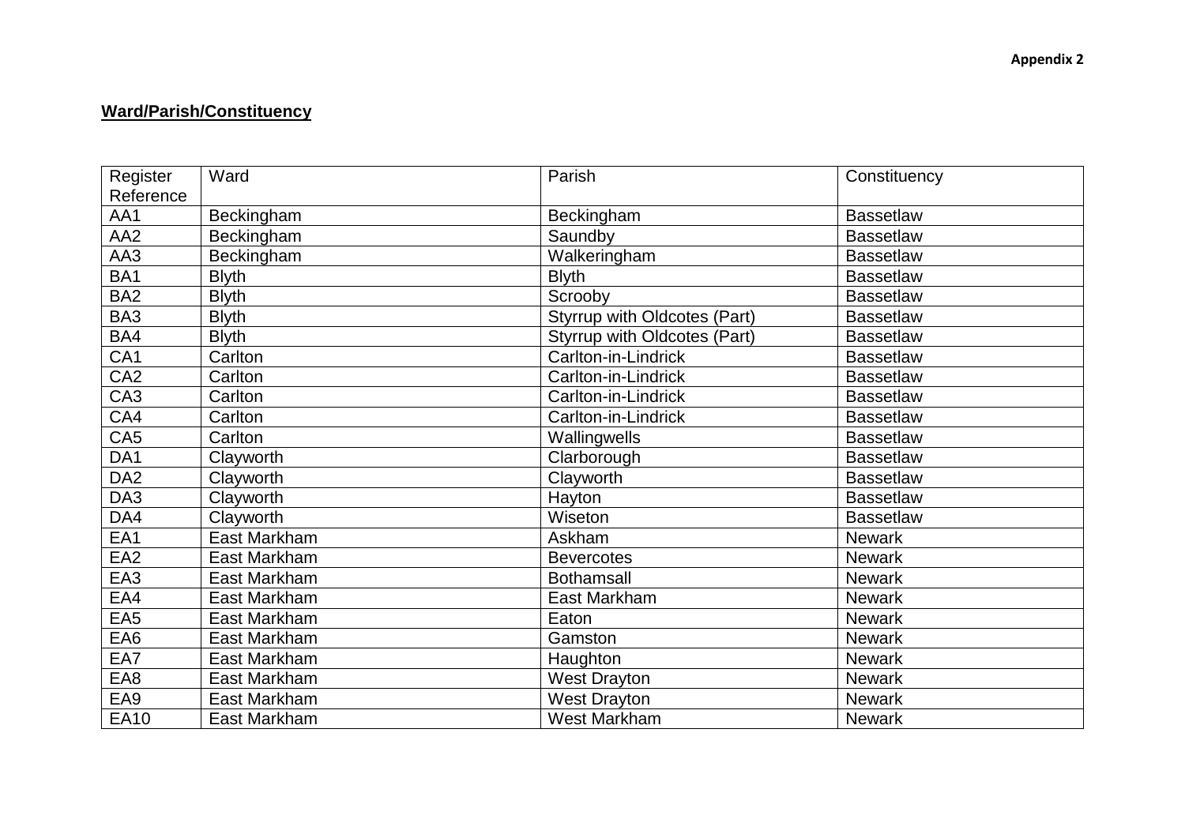**Appendix 2**

## **Ward/Parish/Constituency**

| Register Reference | Ward | Parish | Constituency |
|---|---|---|---|
| AA1 | Beckingham | Beckingham | Bassetlaw |
| AA2 | Beckingham | Saundby | Bassetlaw |
| AA3 | Beckingham | Walkeringham | Bassetlaw |
| BA1 | Blyth | Blyth | Bassetlaw |
| BA2 | Blyth | Scrooby | Bassetlaw |
| BA3 | Blyth | Styrrup with Oldcotes (Part) | Bassetlaw |
| BA4 | Blyth | Styrrup with Oldcotes (Part) | Bassetlaw |
| CA1 | Carlton | Carlton-in-Lindrick | Bassetlaw |
| CA2 | Carlton | Carlton-in-Lindrick | Bassetlaw |
| CA3 | Carlton | Carlton-in-Lindrick | Bassetlaw |
| CA4 | Carlton | Carlton-in-Lindrick | Bassetlaw |
| CA5 | Carlton | Wallingwells | Bassetlaw |
| DA1 | Clayworth | Clarborough | Bassetlaw |
| DA2 | Clayworth | Clayworth | Bassetlaw |
| DA3 | Clayworth | Hayton | Bassetlaw |
| DA4 | Clayworth | Wiseton | Bassetlaw |
| EA1 | East Markham | Askham | Newark |
| EA2 | East Markham | Bevercotes | Newark |
| EA3 | East Markham | Bothamsall | Newark |
| EA4 | East Markham | East Markham | Newark |
| EA5 | East Markham | Eaton | Newark |
| EA6 | East Markham | Gamston | Newark |
| EA7 | East Markham | Haughton | Newark |
| EA8 | East Markham | West Drayton | Newark |
| EA9 | East Markham | West Drayton | Newark |
| EA10 | East Markham | West Markham | Newark |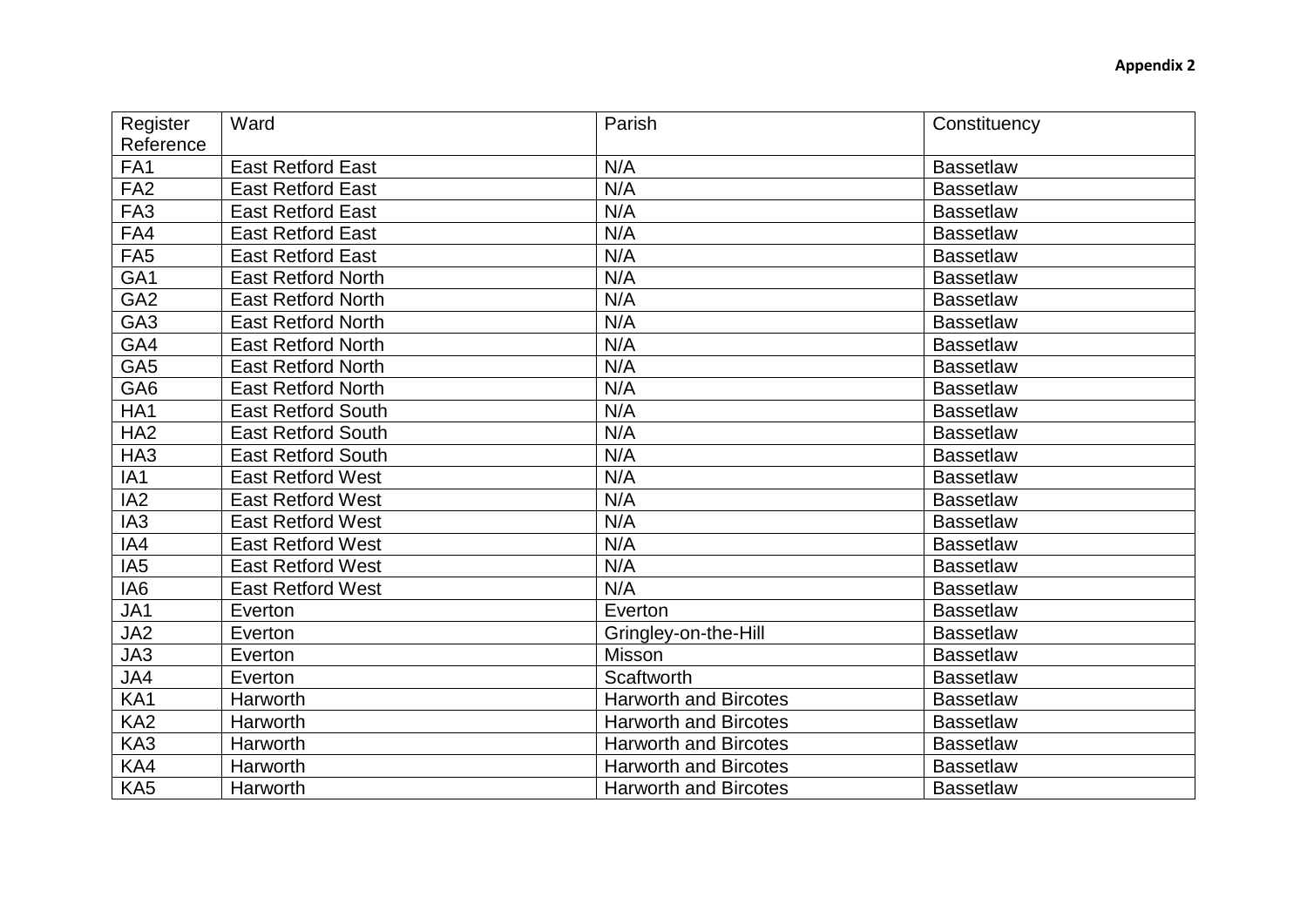**Appendix 2**

| Register Reference | Ward | Parish | Constituency |
|---|---|---|---|
| FA1 | East Retford East | N/A | Bassetlaw |
| FA2 | East Retford East | N/A | Bassetlaw |
| FA3 | East Retford East | N/A | Bassetlaw |
| FA4 | East Retford East | N/A | Bassetlaw |
| FA5 | East Retford East | N/A | Bassetlaw |
| GA1 | East Retford North | N/A | Bassetlaw |
| GA2 | East Retford North | N/A | Bassetlaw |
| GA3 | East Retford North | N/A | Bassetlaw |
| GA4 | East Retford North | N/A | Bassetlaw |
| GA5 | East Retford North | N/A | Bassetlaw |
| GA6 | East Retford North | N/A | Bassetlaw |
| HA1 | East Retford South | N/A | Bassetlaw |
| HA2 | East Retford South | N/A | Bassetlaw |
| HA3 | East Retford South | N/A | Bassetlaw |
| IA1 | East Retford West | N/A | Bassetlaw |
| IA2 | East Retford West | N/A | Bassetlaw |
| IA3 | East Retford West | N/A | Bassetlaw |
| IA4 | East Retford West | N/A | Bassetlaw |
| IA5 | East Retford West | N/A | Bassetlaw |
| IA6 | East Retford West | N/A | Bassetlaw |
| JA1 | Everton | Everton | Bassetlaw |
| JA2 | Everton | Gringley-on-the-Hill | Bassetlaw |
| JA3 | Everton | Misson | Bassetlaw |
| JA4 | Everton | Scaftworth | Bassetlaw |
| KA1 | Harworth | Harworth and Bircotes | Bassetlaw |
| KA2 | Harworth | Harworth and Bircotes | Bassetlaw |
| KA3 | Harworth | Harworth and Bircotes | Bassetlaw |
| KA4 | Harworth | Harworth and Bircotes | Bassetlaw |
| KA5 | Harworth | Harworth and Bircotes | Bassetlaw |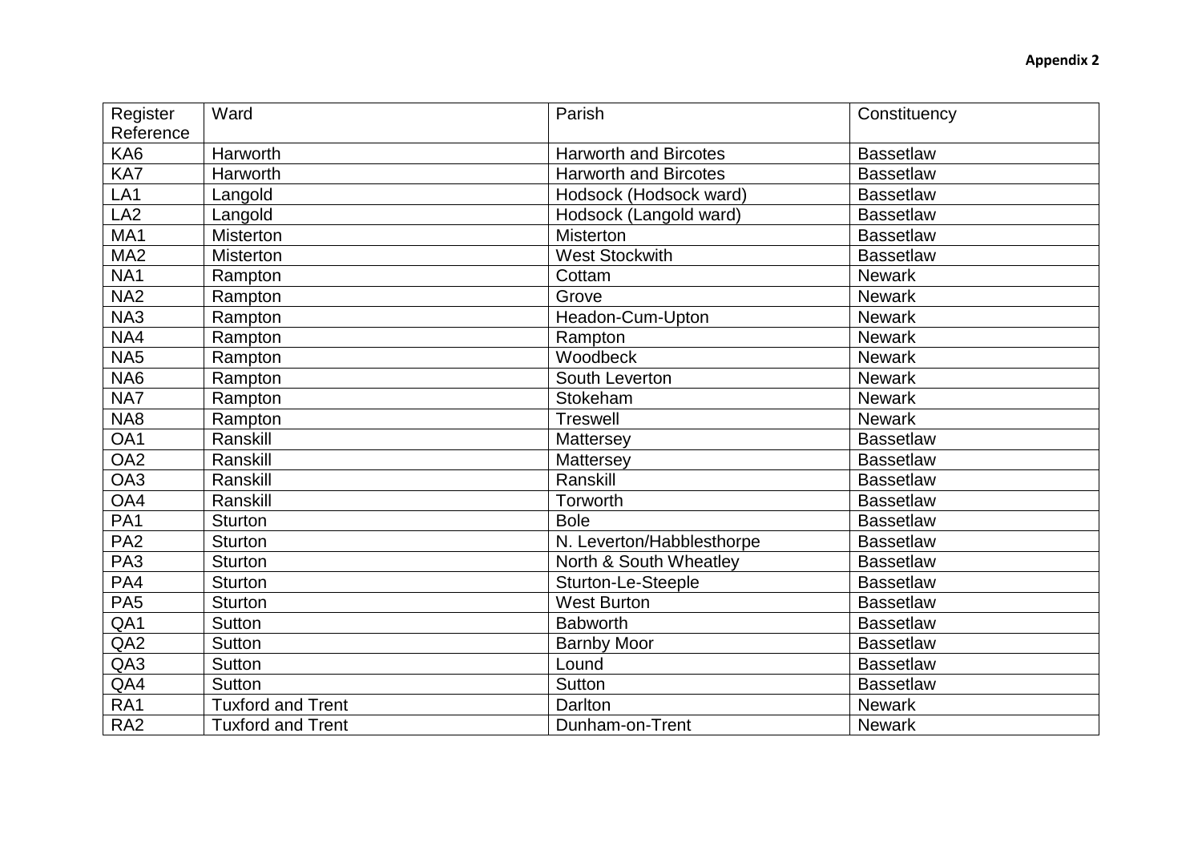**Appendix 2**

| Register Reference | Ward | Parish | Constituency |
|---|---|---|---|
| KA6 | Harworth | Harworth and Bircotes | Bassetlaw |
| KA7 | Harworth | Harworth and Bircotes | Bassetlaw |
| LA1 | Langold | Hodsock (Hodsock ward) | Bassetlaw |
| LA2 | Langold | Hodsock (Langold ward) | Bassetlaw |
| MA1 | Misterton | Misterton | Bassetlaw |
| MA2 | Misterton | West Stockwith | Bassetlaw |
| NA1 | Rampton | Cottam | Newark |
| NA2 | Rampton | Grove | Newark |
| NA3 | Rampton | Headon-Cum-Upton | Newark |
| NA4 | Rampton | Rampton | Newark |
| NA5 | Rampton | Woodbeck | Newark |
| NA6 | Rampton | South Leverton | Newark |
| NA7 | Rampton | Stokeham | Newark |
| NA8 | Rampton | Treswell | Newark |
| OA1 | Ranskill | Mattersey | Bassetlaw |
| OA2 | Ranskill | Mattersey | Bassetlaw |
| OA3 | Ranskill | Ranskill | Bassetlaw |
| OA4 | Ranskill | Torworth | Bassetlaw |
| PA1 | Sturton | Bole | Bassetlaw |
| PA2 | Sturton | N. Leverton/Habblesthorpe | Bassetlaw |
| PA3 | Sturton | North & South Wheatley | Bassetlaw |
| PA4 | Sturton | Sturton-Le-Steeple | Bassetlaw |
| PA5 | Sturton | West Burton | Bassetlaw |
| QA1 | Sutton | Babworth | Bassetlaw |
| QA2 | Sutton | Barnby Moor | Bassetlaw |
| QA3 | Sutton | Lound | Bassetlaw |
| QA4 | Sutton | Sutton | Bassetlaw |
| RA1 | Tuxford and Trent | Darlton | Newark |
| RA2 | Tuxford and Trent | Dunham-on-Trent | Newark |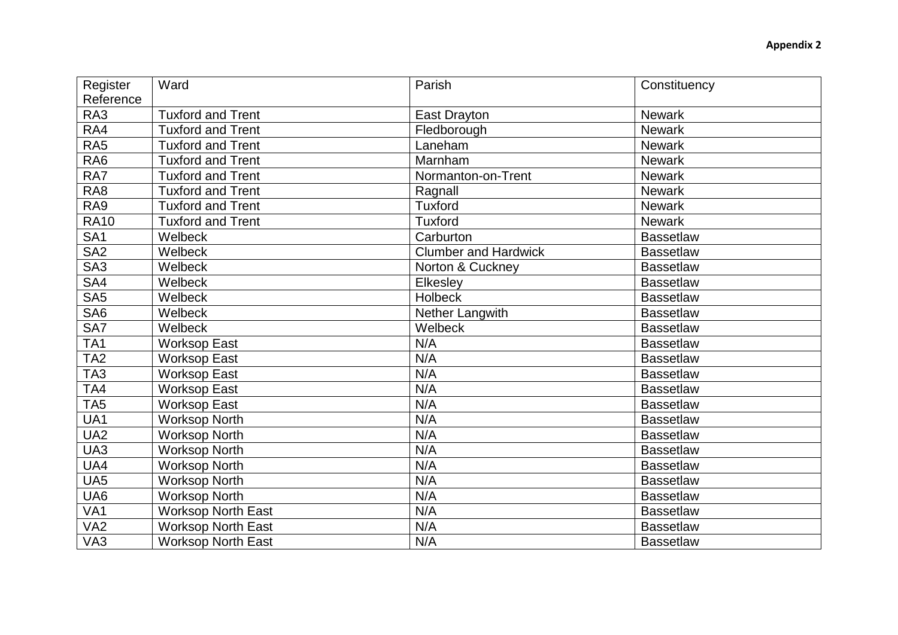**Appendix 2**

| Register Reference | Ward | Parish | Constituency |
|---|---|---|---|
| RA3 | Tuxford and Trent | East Drayton | Newark |
| RA4 | Tuxford and Trent | Fledborough | Newark |
| RA5 | Tuxford and Trent | Laneham | Newark |
| RA6 | Tuxford and Trent | Marnham | Newark |
| RA7 | Tuxford and Trent | Normanton-on-Trent | Newark |
| RA8 | Tuxford and Trent | Ragnall | Newark |
| RA9 | Tuxford and Trent | Tuxford | Newark |
| RA10 | Tuxford and Trent | Tuxford | Newark |
| SA1 | Welbeck | Carburton | Bassetlaw |
| SA2 | Welbeck | Clumber and Hardwick | Bassetlaw |
| SA3 | Welbeck | Norton & Cuckney | Bassetlaw |
| SA4 | Welbeck | Elkesley | Bassetlaw |
| SA5 | Welbeck | Holbeck | Bassetlaw |
| SA6 | Welbeck | Nether Langwith | Bassetlaw |
| SA7 | Welbeck | Welbeck | Bassetlaw |
| TA1 | Worksop East | N/A | Bassetlaw |
| TA2 | Worksop East | N/A | Bassetlaw |
| TA3 | Worksop East | N/A | Bassetlaw |
| TA4 | Worksop East | N/A | Bassetlaw |
| TA5 | Worksop East | N/A | Bassetlaw |
| UA1 | Worksop North | N/A | Bassetlaw |
| UA2 | Worksop North | N/A | Bassetlaw |
| UA3 | Worksop North | N/A | Bassetlaw |
| UA4 | Worksop North | N/A | Bassetlaw |
| UA5 | Worksop North | N/A | Bassetlaw |
| UA6 | Worksop North | N/A | Bassetlaw |
| VA1 | Worksop North East | N/A | Bassetlaw |
| VA2 | Worksop North East | N/A | Bassetlaw |
| VA3 | Worksop North East | N/A | Bassetlaw |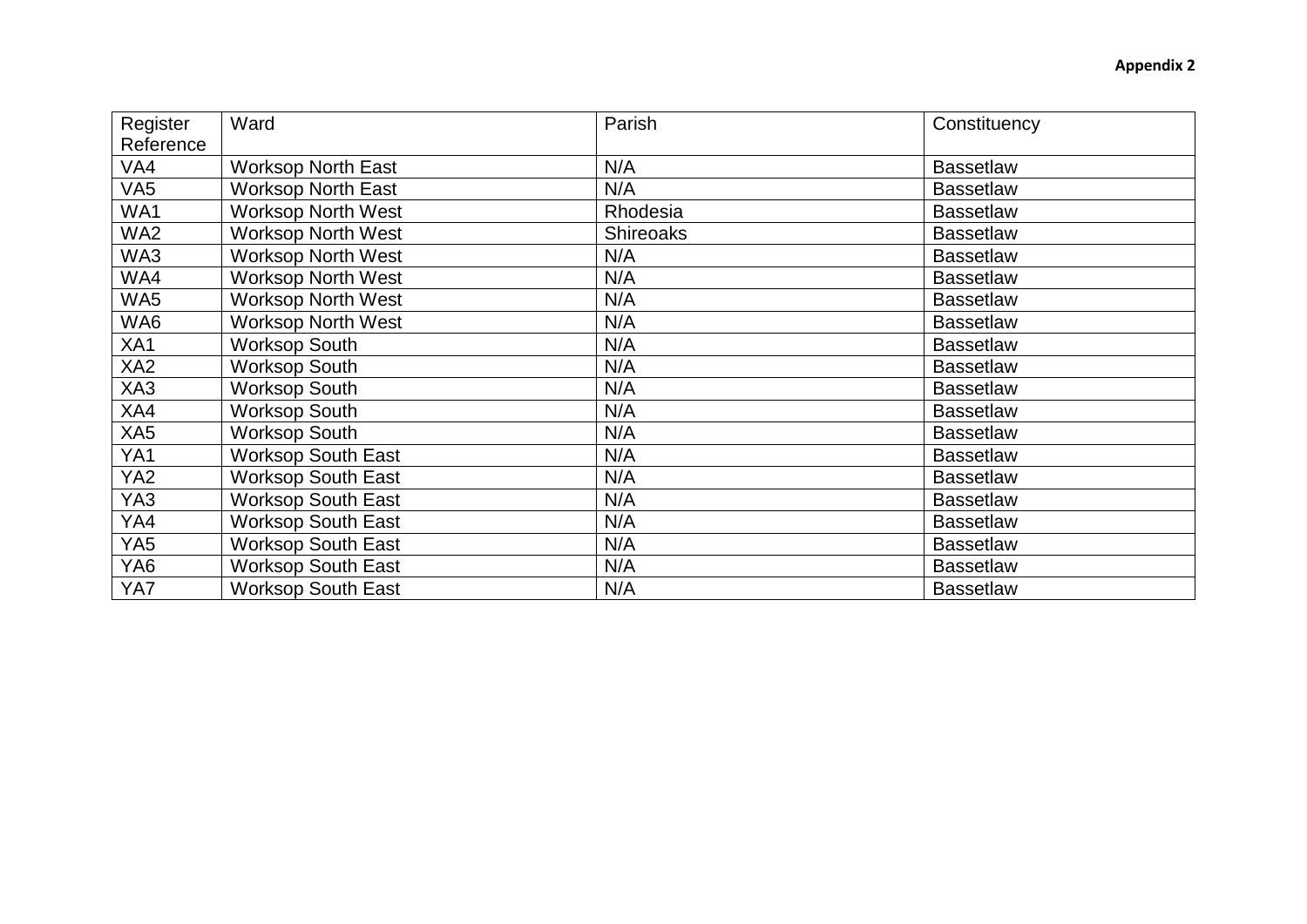**Appendix 2**

| Register Reference | Ward | Parish | Constituency |
|---|---|---|---|
| VA4 | Worksop North East | N/A | Bassetlaw |
| VA5 | Worksop North East | N/A | Bassetlaw |
| WA1 | Worksop North West | Rhodesia | Bassetlaw |
| WA2 | Worksop North West | Shireoaks | Bassetlaw |
| WA3 | Worksop North West | N/A | Bassetlaw |
| WA4 | Worksop North West | N/A | Bassetlaw |
| WA5 | Worksop North West | N/A | Bassetlaw |
| WA6 | Worksop North West | N/A | Bassetlaw |
| XA1 | Worksop South | N/A | Bassetlaw |
| XA2 | Worksop South | N/A | Bassetlaw |
| XA3 | Worksop South | N/A | Bassetlaw |
| XA4 | Worksop South | N/A | Bassetlaw |
| XA5 | Worksop South | N/A | Bassetlaw |
| YA1 | Worksop South East | N/A | Bassetlaw |
| YA2 | Worksop South East | N/A | Bassetlaw |
| YA3 | Worksop South East | N/A | Bassetlaw |
| YA4 | Worksop South East | N/A | Bassetlaw |
| YA5 | Worksop South East | N/A | Bassetlaw |
| YA6 | Worksop South East | N/A | Bassetlaw |
| YA7 | Worksop South East | N/A | Bassetlaw |